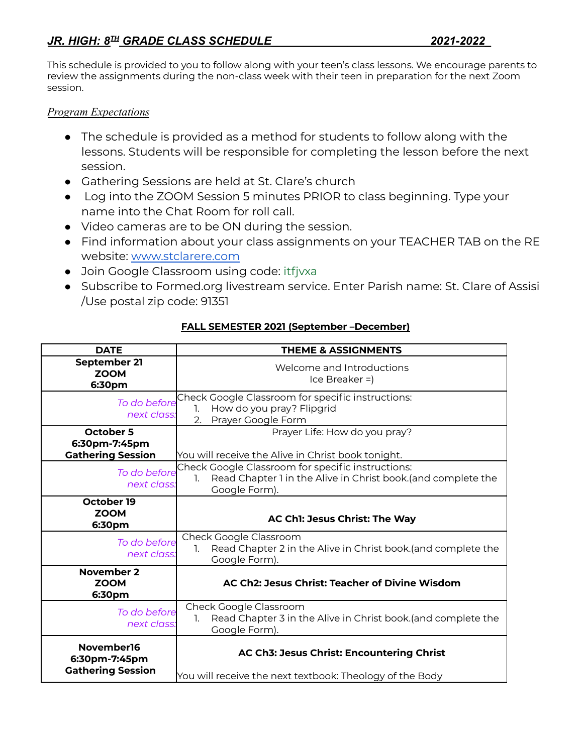## ***JR. HIGH: 8TH GRADE CLASS SCHEDULE 2021-2022***

This schedule is provided to you to follow along with your teen's class lessons. We encourage parents to review the assignments during the non-class week with their teen in preparation for the next Zoom session.

*Program Expectations*

- The schedule is provided as a method for students to follow along with the lessons. Students will be responsible for completing the lesson before the next session.
- Gathering Sessions are held at St. Clare's church
- Log into the ZOOM Session 5 minutes PRIOR to class beginning. Type your name into the Chat Room for roll call.
- Video cameras are to be ON during the session.
- Find information about your class assignments on your TEACHER TAB on the RE website: www.stclarere.com
- Join Google Classroom using code: itfjvxa
- Subscribe to Formed.org livestream service. Enter Parish name: St. Clare of Assisi /Use postal zip code: 91351

**FALL SEMESTER 2021 (September –December)**

| DATE | THEME & ASSIGNMENTS |
|---|---|
| **September 21<br>ZOOM<br>6:30pm** | Welcome and Introductions<br>Ice Breaker =) |
| *To do before next class:* | Check Google Classroom for specific instructions:<br>1. How do you pray? Flipgrid<br>2. Prayer Google Form |
| **October 5<br>6:30pm-7:45pm<br>Gathering Session** | Prayer Life: How do you pray?<br><br>You will receive the Alive in Christ book tonight. |
| *To do before next class:* | Check Google Classroom for specific instructions:<br>1. Read Chapter 1 in the Alive in Christ book.(and complete the Google Form). |
| **October 19<br>ZOOM<br>6:30pm** | **AC Ch1: Jesus Christ: The Way** |
| *To do before next class:* | Check Google Classroom<br>1. Read Chapter 2 in the Alive in Christ book.(and complete the Google Form). |
| **November 2<br>ZOOM<br>6:30pm** | **AC Ch2: Jesus Christ: Teacher of Divine Wisdom** |
| *To do before next class:* | Check Google Classroom<br>1. Read Chapter 3 in the Alive in Christ book.(and complete the Google Form). |
| **November16<br>6:30pm-7:45pm<br>Gathering Session** | **AC Ch3: Jesus Christ: Encountering Christ**<br><br>You will receive the next textbook: Theology of the Body |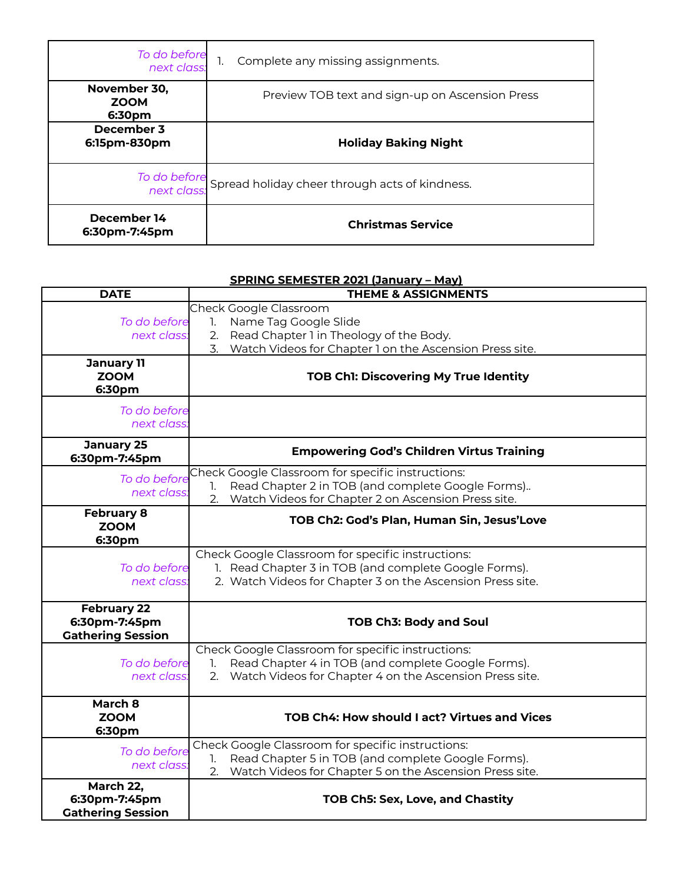| | |
|---|---|
| *To do before next class:* | 1. Complete any missing assignments. |
| **November 30, ZOOM 6:30pm** | Preview TOB text and sign-up on Ascension Press |
| **December 3 6:15pm-830pm** | **Holiday Baking Night** |
| *To do before next class:* | Spread holiday cheer through acts of kindness. |
| **December 14 6:30pm-7:45pm** | **Christmas Service** |

**SPRING SEMESTER 2021 (January – May)**

| DATE | THEME & ASSIGNMENTS |
|---|---|
| *To do before next class:* | Check Google Classroom<br>1. Name Tag Google Slide<br>2. Read Chapter 1 in Theology of the Body.<br>3. Watch Videos for Chapter 1 on the Ascension Press site. |
| **January 11 ZOOM 6:30pm** | **TOB Ch1: Discovering My True Identity** |
| *To do before next class:* | |
| **January 25 6:30pm-7:45pm** | **Empowering God's Children Virtus Training** |
| *To do before next class:* | Check Google Classroom for specific instructions:<br>1. Read Chapter 2 in TOB (and complete Google Forms)..<br>2. Watch Videos for Chapter 2 on Ascension Press site. |
| **February 8 ZOOM 6:30pm** | **TOB Ch2: God's Plan, Human Sin, Jesus'Love** |
| *To do before next class:* | Check Google Classroom for specific instructions:<br>1. Read Chapter 3 in TOB (and complete Google Forms).<br>2. Watch Videos for Chapter 3 on the Ascension Press site. |
| **February 22 6:30pm-7:45pm Gathering Session** | **TOB Ch3: Body and Soul** |
| *To do before next class:* | Check Google Classroom for specific instructions:<br>1. Read Chapter 4 in TOB (and complete Google Forms).<br>2. Watch Videos for Chapter 4 on the Ascension Press site. |
| **March 8 ZOOM 6:30pm** | **TOB Ch4: How should I act? Virtues and Vices** |
| *To do before next class:* | Check Google Classroom for specific instructions:<br>1. Read Chapter 5 in TOB (and complete Google Forms).<br>2. Watch Videos for Chapter 5 on the Ascension Press site. |
| **March 22, 6:30pm-7:45pm Gathering Session** | **TOB Ch5: Sex, Love, and Chastity** |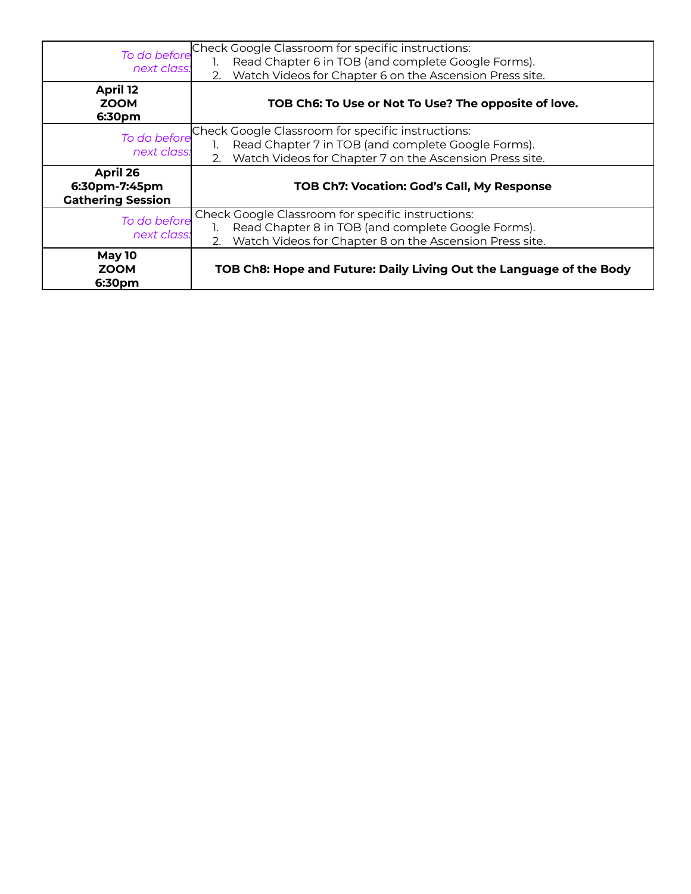| | |
|---|---|
| *To do before next class:* | Check Google Classroom for specific instructions:<br>1. Read Chapter 6 in TOB (and complete Google Forms).<br>2. Watch Videos for Chapter 6 on the Ascension Press site. |
| **April 12**<br>**ZOOM**<br>**6:30pm** | **TOB Ch6: To Use or Not To Use? The opposite of love.** |
| *To do before next class:* | Check Google Classroom for specific instructions:<br>1. Read Chapter 7 in TOB (and complete Google Forms).<br>2. Watch Videos for Chapter 7 on the Ascension Press site. |
| **April 26**<br>**6:30pm-7:45pm**<br>**Gathering Session** | **TOB Ch7: Vocation: God's Call, My Response** |
| *To do before next class:* | Check Google Classroom for specific instructions:<br>1. Read Chapter 8 in TOB (and complete Google Forms).<br>2. Watch Videos for Chapter 8 on the Ascension Press site. |
| **May 10**<br>**ZOOM**<br>**6:30pm** | **TOB Ch8: Hope and Future: Daily Living Out the Language of the Body** |